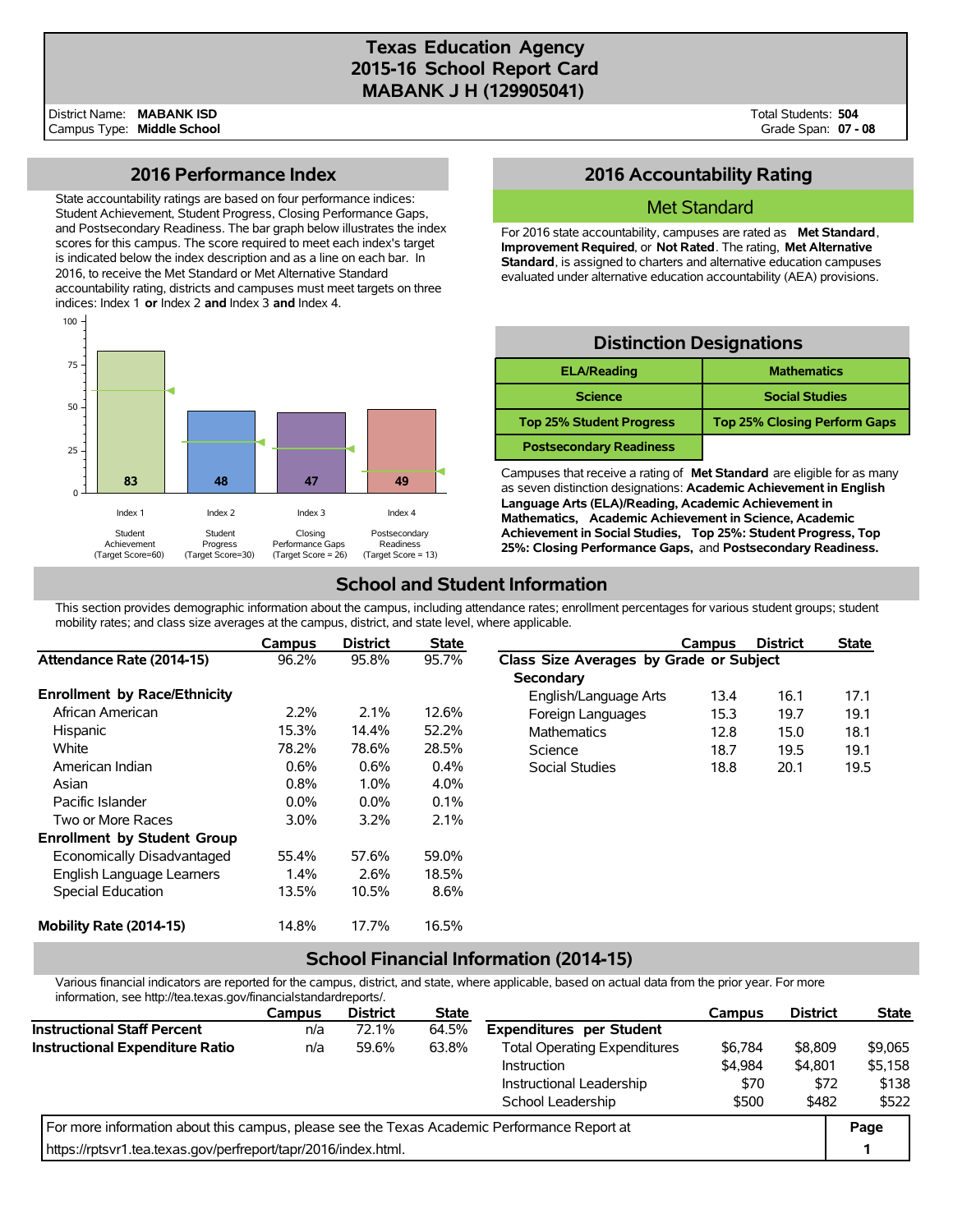# Texas Education Agency
# 2015-16 School Report Card
# MABANK J H (129905041)

District Name: **MABANK ISD**
Campus Type: **Middle School**

Total Students: **504**
Grade Span: **07 - 08**

## 2016 Performance Index

State accountability ratings are based on four performance indices: Student Achievement, Student Progress, Closing Performance Gaps, and Postsecondary Readiness. The bar graph below illustrates the index scores for this campus. The score required to meet each index's target is indicated below the index description and as a line on each bar. In 2016, to receive the Met Standard or Met Alternative Standard accountability rating, districts and campuses must meet targets on three indices: Index 1 **or** Index 2 **and** Index 3 **and** Index 4.

| Index | Description | Score | Target Score |
|---|---|---|---|
| Index 1 | Student Achievement | 83 | 60 |
| Index 2 | Student Progress | 48 | 30 |
| Index 3 | Closing Performance Gaps | 47 | 26 |
| Index 4 | Postsecondary Readiness | 49 | 13 |

## 2016 Accountability Rating

### Met Standard

For 2016 state accountability, campuses are rated as **Met Standard**, **Improvement Required**, or **Not Rated**. The rating, **Met Alternative Standard**, is assigned to charters and alternative education campuses evaluated under alternative education accountability (AEA) provisions.

## Distinction Designations

| | |
|---|---|
| **ELA/Reading** | **Mathematics** |
| **Science** | **Social Studies** |
| **Top 25% Student Progress** | **Top 25% Closing Perform Gaps** |
| **Postsecondary Readiness** | |

Campuses that receive a rating of **Met Standard** are eligible for as many as seven distinction designations: **Academic Achievement in English Language Arts (ELA)/Reading, Academic Achievement in Mathematics, Academic Achievement in Science, Academic Achievement in Social Studies, Top 25%: Student Progress, Top 25%: Closing Performance Gaps,** and **Postsecondary Readiness.**

## School and Student Information

This section provides demographic information about the campus, including attendance rates; enrollment percentages for various student groups; student mobility rates; and class size averages at the campus, district, and state level, where applicable.

| | Campus | District | State |
|---|---|---|---|
| **Attendance Rate (2014-15)** | 96.2% | 95.8% | 95.7% |
| **Enrollment by Race/Ethnicity** | | | |
| African American | 2.2% | 2.1% | 12.6% |
| Hispanic | 15.3% | 14.4% | 52.2% |
| White | 78.2% | 78.6% | 28.5% |
| American Indian | 0.6% | 0.6% | 0.4% |
| Asian | 0.8% | 1.0% | 4.0% |
| Pacific Islander | 0.0% | 0.0% | 0.1% |
| Two or More Races | 3.0% | 3.2% | 2.1% |
| **Enrollment by Student Group** | | | |
| Economically Disadvantaged | 55.4% | 57.6% | 59.0% |
| English Language Learners | 1.4% | 2.6% | 18.5% |
| Special Education | 13.5% | 10.5% | 8.6% |
| **Mobility Rate (2014-15)** | 14.8% | 17.7% | 16.5% |

| | Campus | District | State |
|---|---|---|---|
| **Class Size Averages by Grade or Subject** | | | |
| **Secondary** | | | |
| English/Language Arts | 13.4 | 16.1 | 17.1 |
| Foreign Languages | 15.3 | 19.7 | 19.1 |
| Mathematics | 12.8 | 15.0 | 18.1 |
| Science | 18.7 | 19.5 | 19.1 |
| Social Studies | 18.8 | 20.1 | 19.5 |

## School Financial Information (2014-15)

Various financial indicators are reported for the campus, district, and state, where applicable, based on actual data from the prior year. For more information, see http://tea.texas.gov/financialstandardreports/.

| | Campus | District | State |
|---|---|---|---|
| **Instructional Staff Percent** | n/a | 72.1% | 64.5% |
| **Instructional Expenditure Ratio** | n/a | 59.6% | 63.8% |

| | Campus | District | State |
|---|---|---|---|
| **Expenditures per Student** | | | |
| Total Operating Expenditures | $6,784 | $8,809 | $9,065 |
| Instruction | $4,984 | $4,801 | $5,158 |
| Instructional Leadership | $70 | $72 | $138 |
| School Leadership | $500 | $482 | $522 |

For more information about this campus, please see the Texas Academic Performance Report at https://rptsvr1.tea.texas.gov/perfreport/tapr/2016/index.html.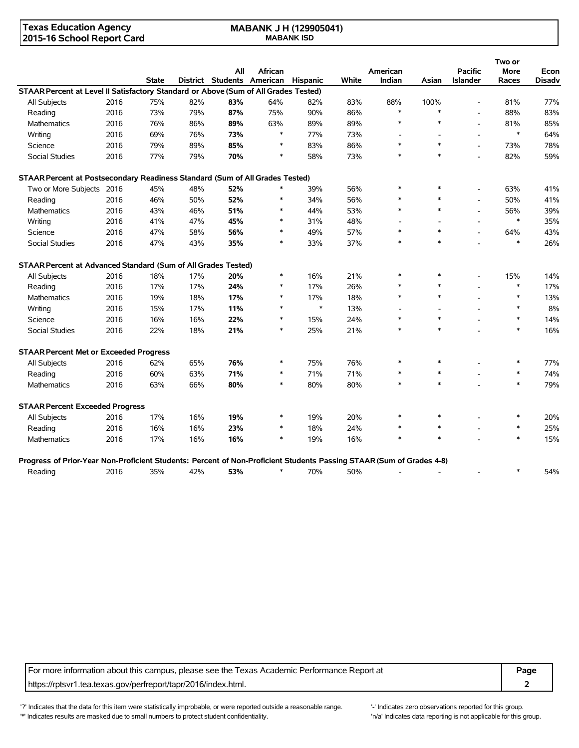Texas Education Agency
2015-16 School Report Card

**MABANK J H (129905041)**
**MABANK ISD**

| | | State | District | All Students | African American | Hispanic | White | American Indian | Asian | Pacific Islander | Two or More Races | Econ Disadv |
|---|---|---|---|---|---|---|---|---|---|---|---|---|
| **STAAR Percent at Level II Satisfactory Standard or Above (Sum of All Grades Tested)** | | | | | | | | | | | | |
| All Subjects | 2016 | 75% | 82% | **83%** | 64% | 82% | 83% | 88% | 100% | - | 81% | 77% |
| Reading | 2016 | 73% | 79% | **87%** | 75% | 90% | 86% | * | * | - | 88% | 83% |
| Mathematics | 2016 | 76% | 86% | **89%** | 63% | 89% | 89% | * | * | - | 81% | 85% |
| Writing | 2016 | 69% | 76% | **73%** | * | 77% | 73% | - | - | - | * | 64% |
| Science | 2016 | 79% | 89% | **85%** | * | 83% | 86% | * | * | - | 73% | 78% |
| Social Studies | 2016 | 77% | 79% | **70%** | * | 58% | 73% | * | * | - | 82% | 59% |
| **STAAR Percent at Postsecondary Readiness Standard (Sum of All Grades Tested)** | | | | | | | | | | | | |
| Two or More Subjects | 2016 | 45% | 48% | **52%** | * | 39% | 56% | * | * | - | 63% | 41% |
| Reading | 2016 | 46% | 50% | **52%** | * | 34% | 56% | * | * | - | 50% | 41% |
| Mathematics | 2016 | 43% | 46% | **51%** | * | 44% | 53% | * | * | - | 56% | 39% |
| Writing | 2016 | 41% | 47% | **45%** | * | 31% | 48% | - | - | - | * | 35% |
| Science | 2016 | 47% | 58% | **56%** | * | 49% | 57% | * | * | - | 64% | 43% |
| Social Studies | 2016 | 47% | 43% | **35%** | * | 33% | 37% | * | * | - | * | 26% |
| **STAAR Percent at Advanced Standard (Sum of All Grades Tested)** | | | | | | | | | | | | |
| All Subjects | 2016 | 18% | 17% | **20%** | * | 16% | 21% | * | * | - | 15% | 14% |
| Reading | 2016 | 17% | 17% | **24%** | * | 17% | 26% | * | * | - | * | 17% |
| Mathematics | 2016 | 19% | 18% | **17%** | * | 17% | 18% | * | * | - | * | 13% |
| Writing | 2016 | 15% | 17% | **11%** | * | * | 13% | - | - | - | * | 8% |
| Science | 2016 | 16% | 16% | **22%** | * | 15% | 24% | * | * | - | * | 14% |
| Social Studies | 2016 | 22% | 18% | **21%** | * | 25% | 21% | * | * | - | * | 16% |
| **STAAR Percent Met or Exceeded Progress** | | | | | | | | | | | | |
| All Subjects | 2016 | 62% | 65% | **76%** | * | 75% | 76% | * | * | - | * | 77% |
| Reading | 2016 | 60% | 63% | **71%** | * | 71% | 71% | * | * | - | * | 74% |
| Mathematics | 2016 | 63% | 66% | **80%** | * | 80% | 80% | * | * | - | * | 79% |
| **STAAR Percent Exceeded Progress** | | | | | | | | | | | | |
| All Subjects | 2016 | 17% | 16% | **19%** | * | 19% | 20% | * | * | - | * | 20% |
| Reading | 2016 | 16% | 16% | **23%** | * | 18% | 24% | * | * | - | * | 25% |
| Mathematics | 2016 | 17% | 16% | **16%** | * | 19% | 16% | * | * | - | * | 15% |
| **Progress of Prior-Year Non-Proficient Students: Percent of Non-Proficient Students Passing STAAR (Sum of Grades 4-8)** | | | | | | | | | | | | |
| Reading | 2016 | 35% | 42% | **53%** | * | 70% | 50% | - | - | - | * | 54% |

For more information about this campus, please see the Texas Academic Performance Report at https://rptsvr1.tea.texas.gov/perfreport/tapr/2016/index.html.

'?' Indicates that the data for this item were statistically improbable, or were reported outside a reasonable range.
'*' Indicates results are masked due to small numbers to protect student confidentiality.
'-' Indicates zero observations reported for this group.
'n/a' Indicates data reporting is not applicable for this group.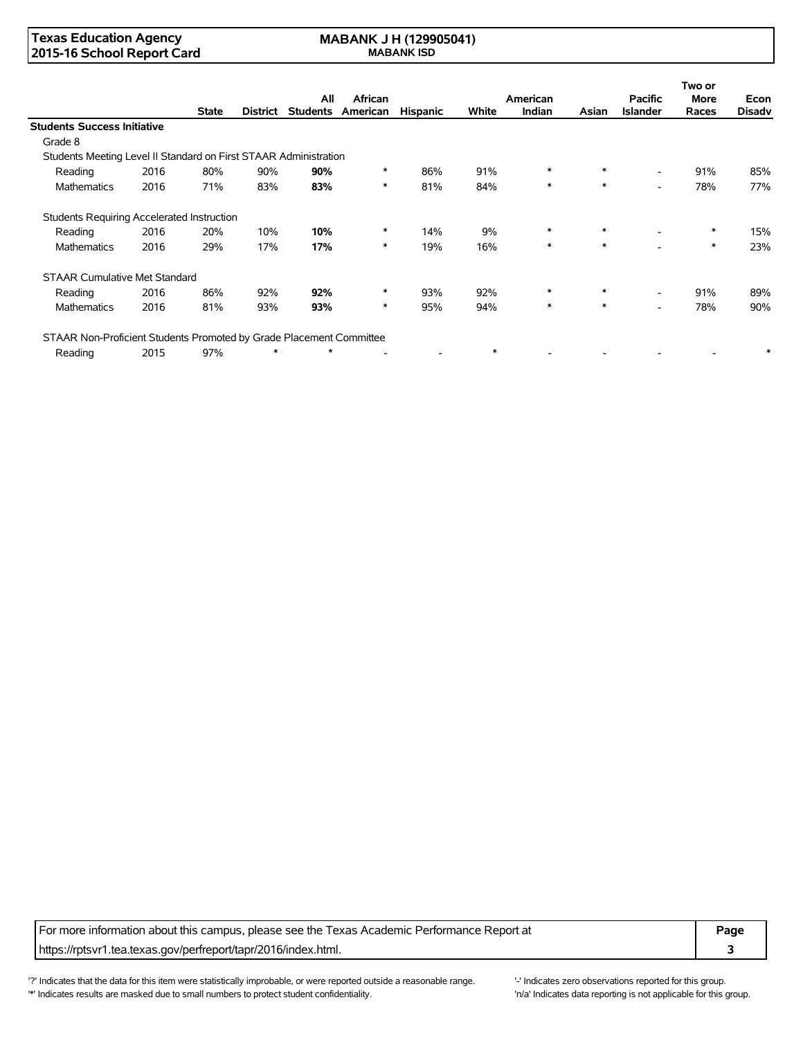**Texas Education Agency**
**2015-16 School Report Card**

**MABANK J H (129905041)**
**MABANK ISD**

| | | State | District | All Students | African American | Hispanic | White | American Indian | Asian | Pacific Islander | Two or More Races | Econ Disadv |
|---|---|---|---|---|---|---|---|---|---|---|---|---|
| **Students Success Initiative** | | | | | | | | | | | | |
| Grade 8 | | | | | | | | | | | | |
| Students Meeting Level II Standard on First STAAR Administration | | | | | | | | | | | | |
| Reading | 2016 | 80% | 90% | **90%** | * | 86% | 91% | * | * | - | 91% | 85% |
| Mathematics | 2016 | 71% | 83% | **83%** | * | 81% | 84% | * | * | - | 78% | 77% |
| Students Requiring Accelerated Instruction | | | | | | | | | | | | |
| Reading | 2016 | 20% | 10% | **10%** | * | 14% | 9% | * | * | - | * | 15% |
| Mathematics | 2016 | 29% | 17% | **17%** | * | 19% | 16% | * | * | - | * | 23% |
| STAAR Cumulative Met Standard | | | | | | | | | | | | |
| Reading | 2016 | 86% | 92% | **92%** | * | 93% | 92% | * | * | - | 91% | 89% |
| Mathematics | 2016 | 81% | 93% | **93%** | * | 95% | 94% | * | * | - | 78% | 90% |
| STAAR Non-Proficient Students Promoted by Grade Placement Committee | | | | | | | | | | | | |
| Reading | 2015 | 97% | * | * | - | - | * | - | - | - | - | * |

For more information about this campus, please see the Texas Academic Performance Report at https://rptsvr1.tea.texas.gov/perfreport/tapr/2016/index.html.

'?' Indicates that the data for this item were statistically improbable, or were reported outside a reasonable range.
'*' Indicates results are masked due to small numbers to protect student confidentiality.
'-' Indicates zero observations reported for this group.
'n/a' Indicates data reporting is not applicable for this group.